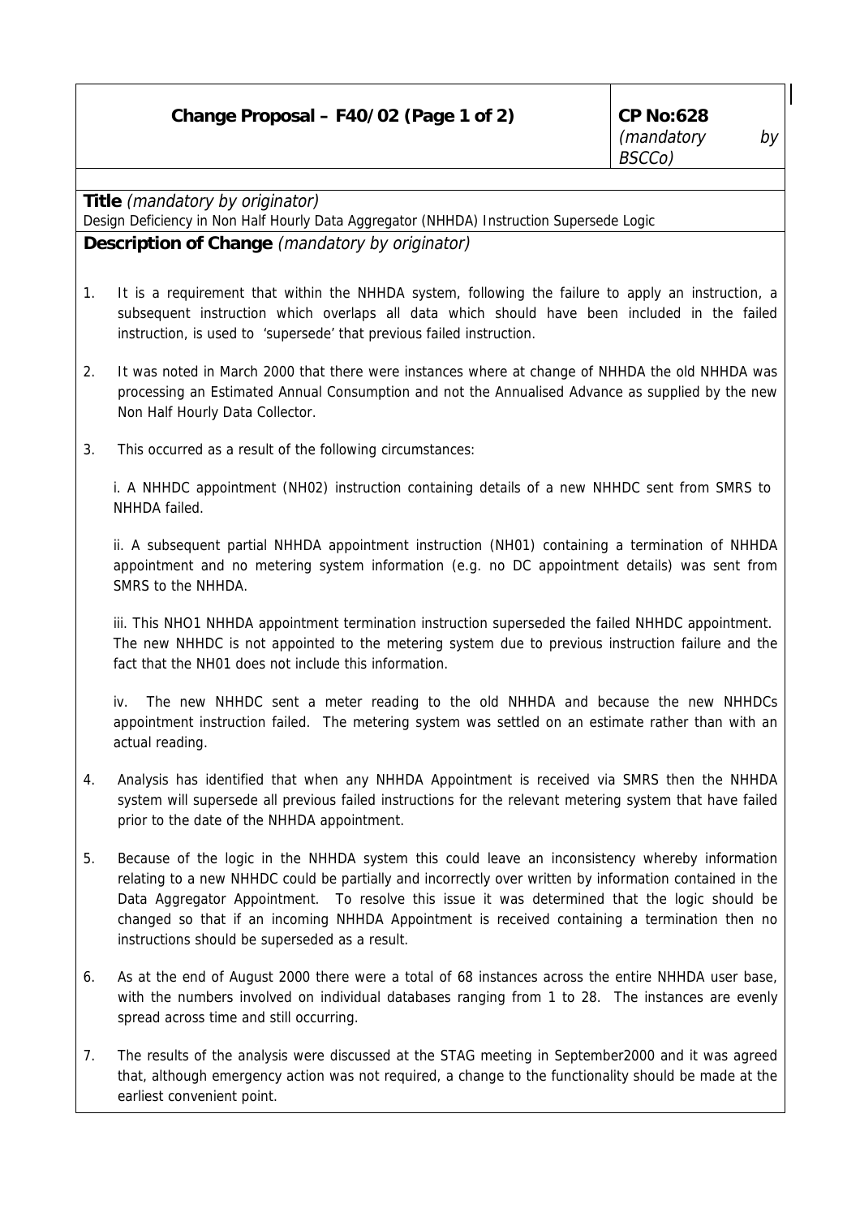| **Change Proposal – F40/02 (Page 1 of 2)** | **CP No:628** *(mandatory by BSCCo)* |
|---|---|

**Title** *(mandatory by originator)*
Design Deficiency in Non Half Hourly Data Aggregator (NHHDA) Instruction Supersede Logic

**Description of Change** *(mandatory by originator)*

1. It is a requirement that within the NHHDA system, following the failure to apply an instruction, a subsequent instruction which overlaps all data which should have been included in the failed instruction, is used to 'supersede' that previous failed instruction.

2. It was noted in March 2000 that there were instances where at change of NHHDA the old NHHDA was processing an Estimated Annual Consumption and not the Annualised Advance as supplied by the new Non Half Hourly Data Collector.

3. This occurred as a result of the following circumstances:

   i. A NHHDC appointment (NH02) instruction containing details of a new NHHDC sent from SMRS to NHHDA failed.

   ii. A subsequent partial NHHDA appointment instruction (NH01) containing a termination of NHHDA appointment and no metering system information (e.g. no DC appointment details) was sent from SMRS to the NHHDA.

   iii. This NHO1 NHHDA appointment termination instruction superseded the failed NHHDC appointment. The new NHHDC is not appointed to the metering system due to previous instruction failure and the fact that the NH01 does not include this information.

   iv. The new NHHDC sent a meter reading to the old NHHDA and because the new NHHDCs appointment instruction failed. The metering system was settled on an estimate rather than with an actual reading.

4. Analysis has identified that when any NHHDA Appointment is received via SMRS then the NHHDA system will supersede all previous failed instructions for the relevant metering system that have failed prior to the date of the NHHDA appointment.

5. Because of the logic in the NHHDA system this could leave an inconsistency whereby information relating to a new NHHDC could be partially and incorrectly over written by information contained in the Data Aggregator Appointment. To resolve this issue it was determined that the logic should be changed so that if an incoming NHHDA Appointment is received containing a termination then no instructions should be superseded as a result.

6. As at the end of August 2000 there were a total of 68 instances across the entire NHHDA user base, with the numbers involved on individual databases ranging from 1 to 28. The instances are evenly spread across time and still occurring.

7. The results of the analysis were discussed at the STAG meeting in September2000 and it was agreed that, although emergency action was not required, a change to the functionality should be made at the earliest convenient point.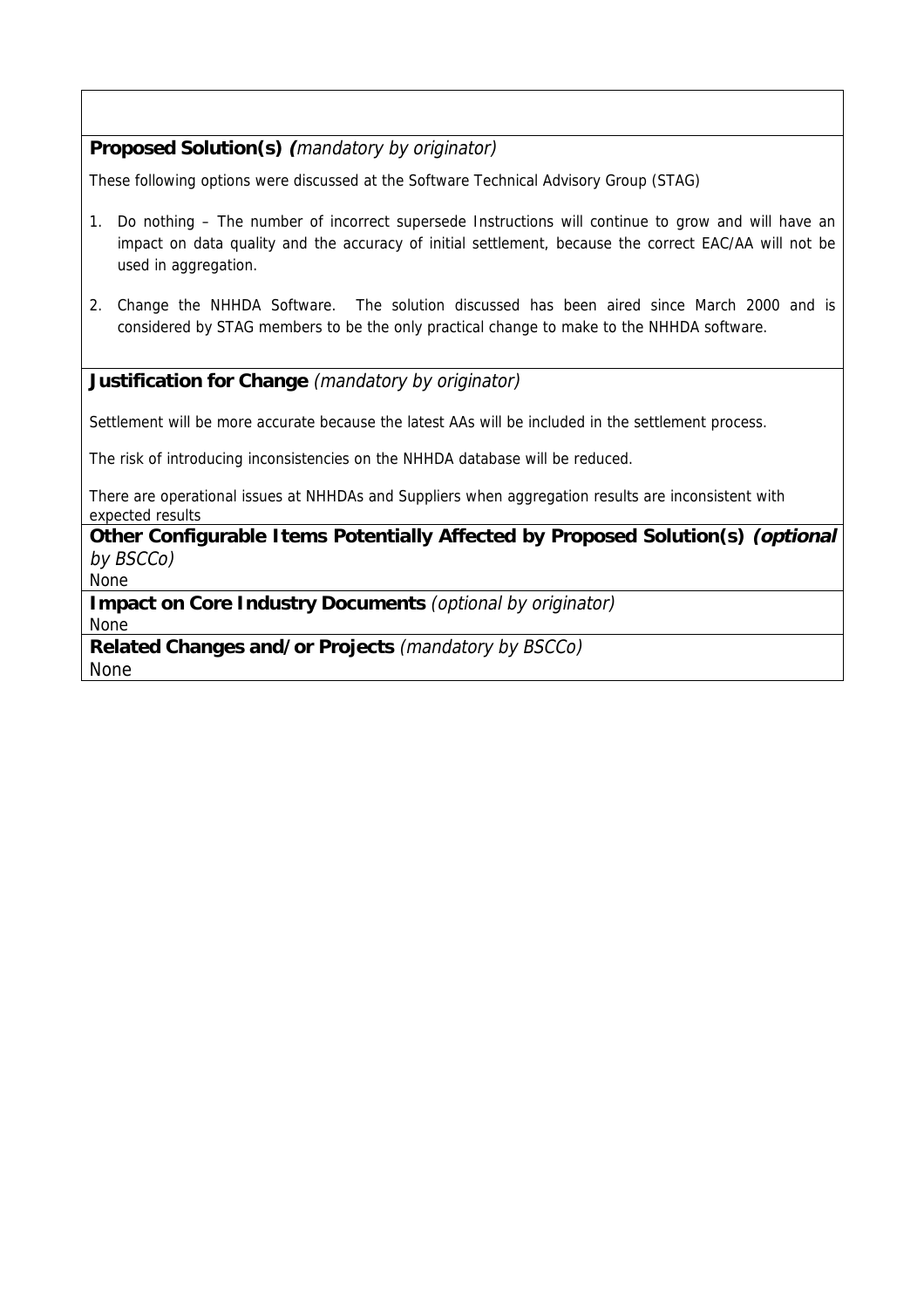**Proposed Solution(s) (***mandatory by originator)*

These following options were discussed at the Software Technical Advisory Group (STAG)

1. Do nothing – The number of incorrect supersede Instructions will continue to grow and will have an impact on data quality and the accuracy of initial settlement, because the correct EAC/AA will not be used in aggregation.
2. Change the NHHDA Software. The solution discussed has been aired since March 2000 and is considered by STAG members to be the only practical change to make to the NHHDA software.

**Justification for Change** *(mandatory by originator)*

Settlement will be more accurate because the latest AAs will be included in the settlement process.

The risk of introducing inconsistencies on the NHHDA database will be reduced.

There are operational issues at NHHDAs and Suppliers when aggregation results are inconsistent with expected results

**Other Configurable Items Potentially Affected by Proposed Solution(s)** ***(optional** by BSCCo)*

None

**Impact on Core Industry Documents** *(optional by originator)*

None

**Related Changes and/or Projects** *(mandatory by BSCCo)*

None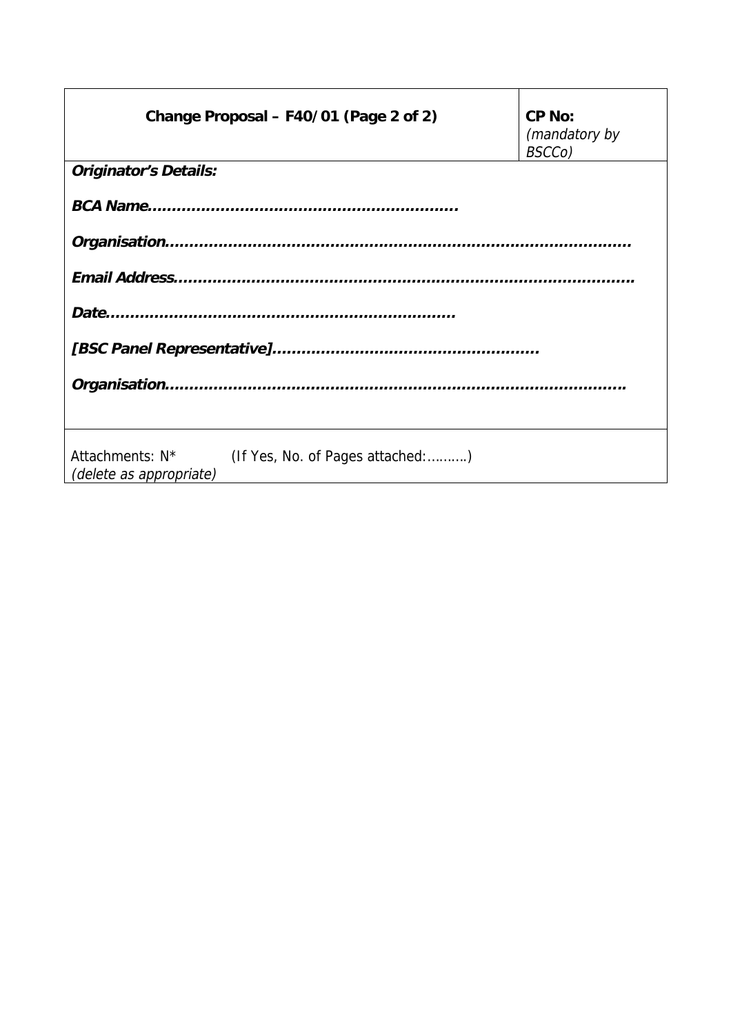| Change Proposal – F40/01 (Page 2 of 2) | **CP No:** *(mandatory by BSCCo)* |
|---|---|

***Originator's Details:***

***BCA Name……………………………………………………***

***Organisation…………………………………………………………………………***

***Email Address………………………………………………………………………….***

***Date……………………………………………………………***

***[BSC Panel Representative]……………………………………………***

***Organisation………………………………………………………………………….***

Attachments: N* (If Yes, No. of Pages attached:……….)
*(delete as appropriate)*